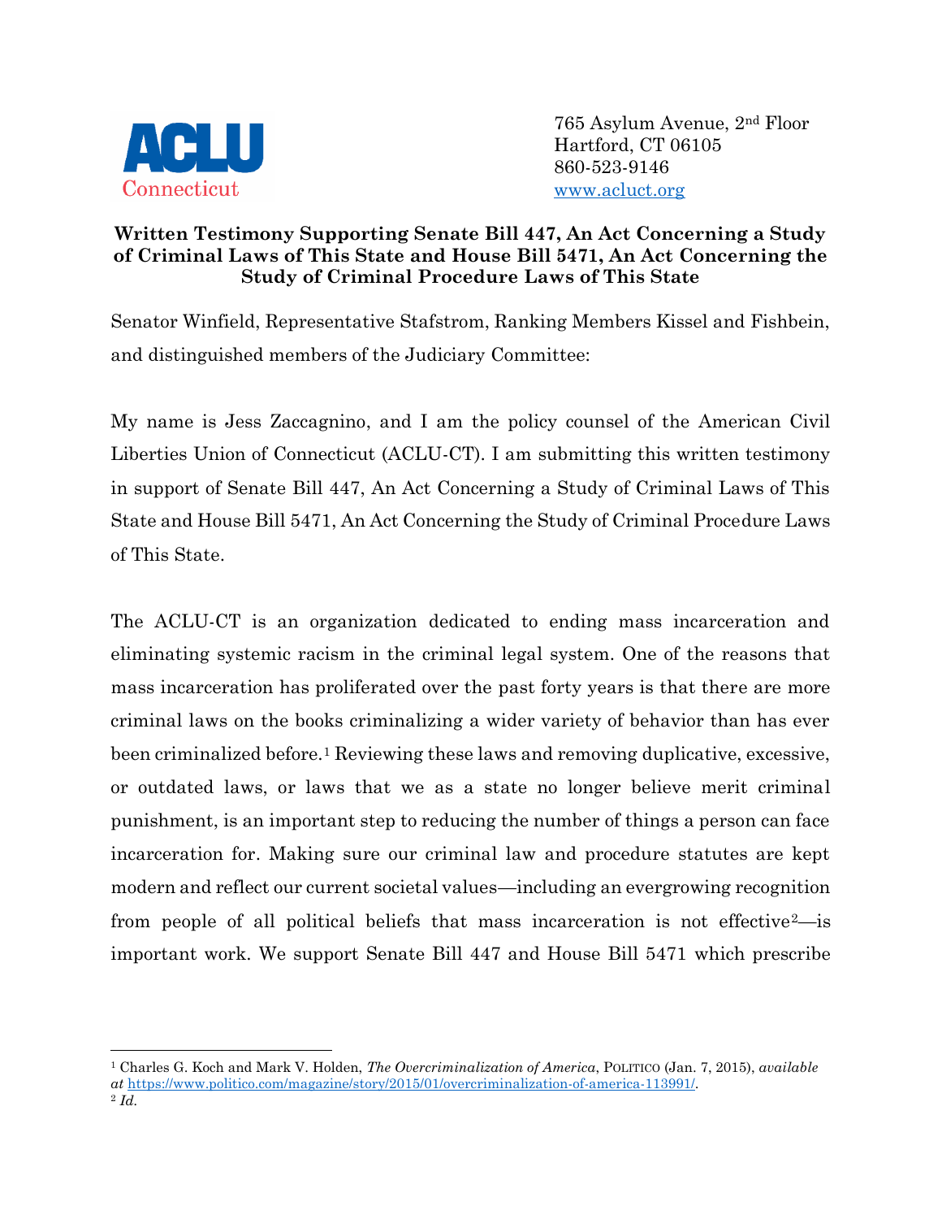**ACLU**
Connecticut

765 Asylum Avenue, 2nd Floor
Hartford, CT 06105
860-523-9146
www.acluct.org

**Written Testimony Supporting Senate Bill 447, An Act Concerning a Study of Criminal Laws of This State and House Bill 5471, An Act Concerning the Study of Criminal Procedure Laws of This State**

Senator Winfield, Representative Stafstrom, Ranking Members Kissel and Fishbein, and distinguished members of the Judiciary Committee:

My name is Jess Zaccagnino, and I am the policy counsel of the American Civil Liberties Union of Connecticut (ACLU-CT). I am submitting this written testimony in support of Senate Bill 447, An Act Concerning a Study of Criminal Laws of This State and House Bill 5471, An Act Concerning the Study of Criminal Procedure Laws of This State.

The ACLU-CT is an organization dedicated to ending mass incarceration and eliminating systemic racism in the criminal legal system. One of the reasons that mass incarceration has proliferated over the past forty years is that there are more criminal laws on the books criminalizing a wider variety of behavior than has ever been criminalized before.[1] Reviewing these laws and removing duplicative, excessive, or outdated laws, or laws that we as a state no longer believe merit criminal punishment, is an important step to reducing the number of things a person can face incarceration for. Making sure our criminal law and procedure statutes are kept modern and reflect our current societal values—including an evergrowing recognition from people of all political beliefs that mass incarceration is not effective[2]—is important work. We support Senate Bill 447 and House Bill 5471 which prescribe

---

[1] Charles G. Koch and Mark V. Holden, *The Overcriminalization of America*, POLITICO (Jan. 7, 2015), *available at* https://www.politico.com/magazine/story/2015/01/overcriminalization-of-america-113991/.

[2] *Id.*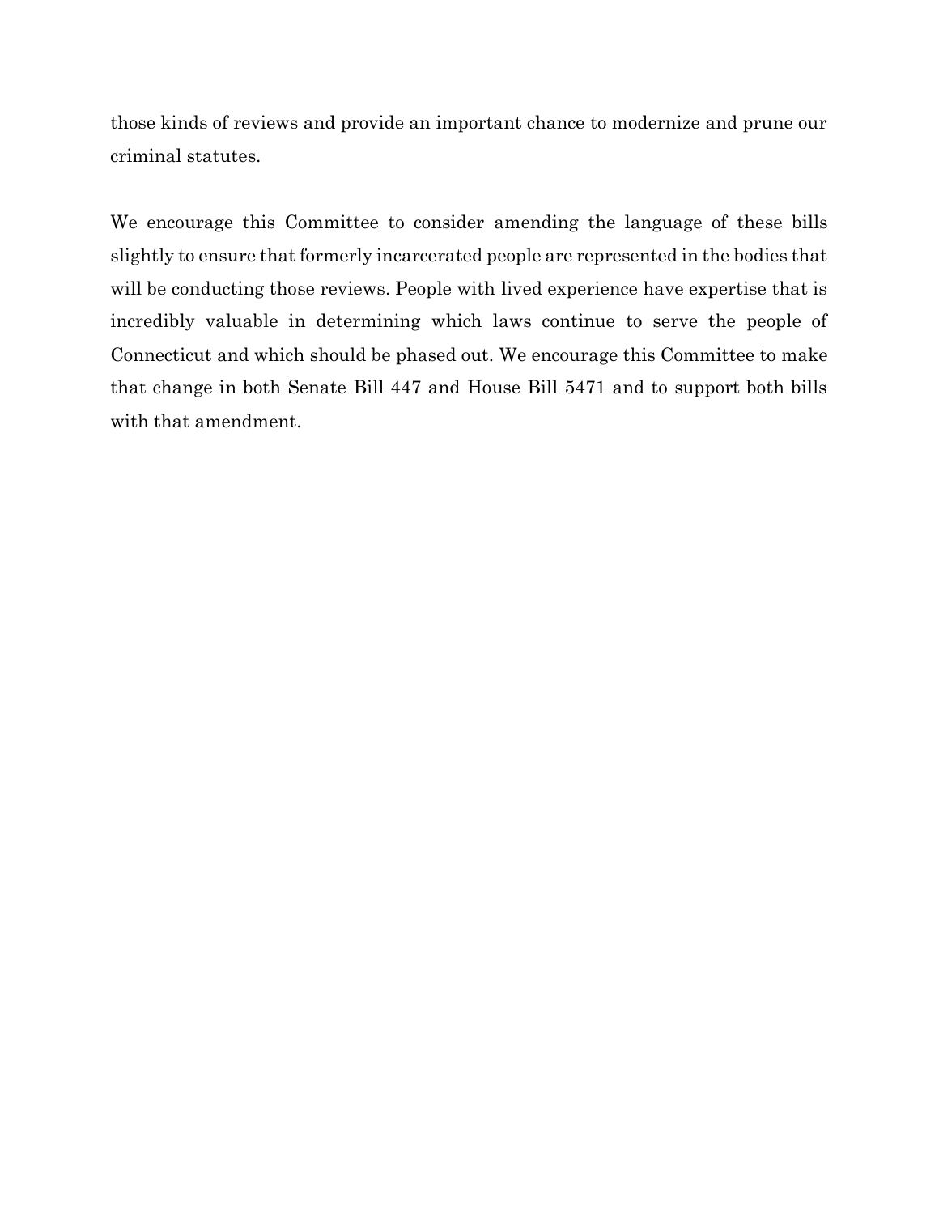those kinds of reviews and provide an important chance to modernize and prune our criminal statutes.

We encourage this Committee to consider amending the language of these bills slightly to ensure that formerly incarcerated people are represented in the bodies that will be conducting those reviews. People with lived experience have expertise that is incredibly valuable in determining which laws continue to serve the people of Connecticut and which should be phased out. We encourage this Committee to make that change in both Senate Bill 447 and House Bill 5471 and to support both bills with that amendment.